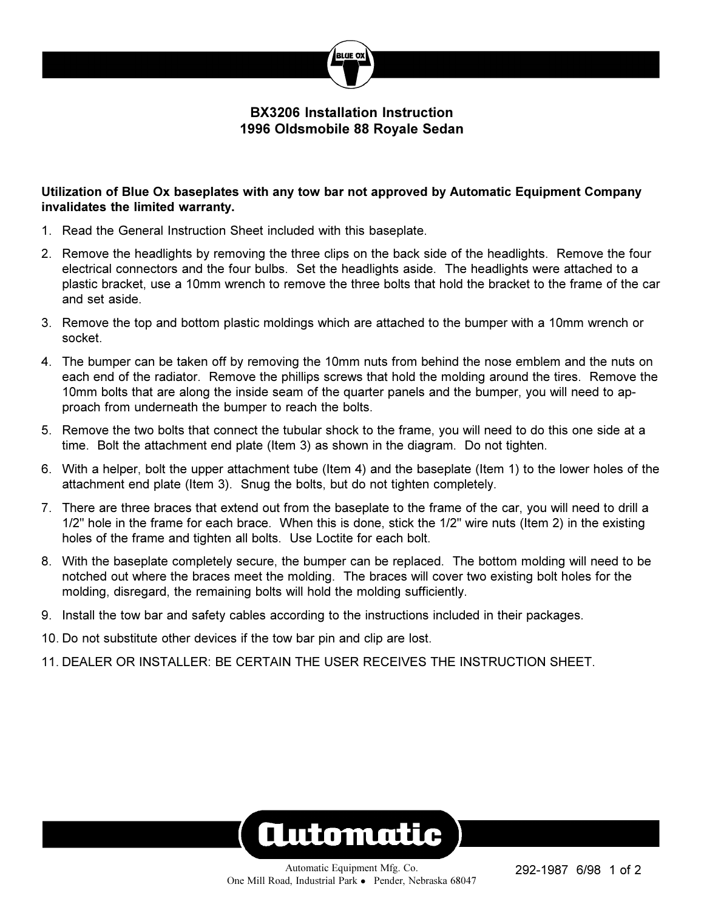# BX3206 Installation Instruction
# 1996 Oldsmobile 88 Royale Sedan

**Utilization of Blue Ox baseplates with any tow bar not approved by Automatic Equipment Company invalidates the limited warranty.**

1. Read the General Instruction Sheet included with this baseplate.
2. Remove the headlights by removing the three clips on the back side of the headlights. Remove the four electrical connectors and the four bulbs. Set the headlights aside. The headlights were attached to a plastic bracket, use a 10mm wrench to remove the three bolts that hold the bracket to the frame of the car and set aside.
3. Remove the top and bottom plastic moldings which are attached to the bumper with a 10mm wrench or socket.
4. The bumper can be taken off by removing the 10mm nuts from behind the nose emblem and the nuts on each end of the radiator. Remove the phillips screws that hold the molding around the tires. Remove the 10mm bolts that are along the inside seam of the quarter panels and the bumper, you will need to approach from underneath the bumper to reach the bolts.
5. Remove the two bolts that connect the tubular shock to the frame, you will need to do this one side at a time. Bolt the attachment end plate (Item 3) as shown in the diagram. Do not tighten.
6. With a helper, bolt the upper attachment tube (Item 4) and the baseplate (Item 1) to the lower holes of the attachment end plate (Item 3). Snug the bolts, but do not tighten completely.
7. There are three braces that extend out from the baseplate to the frame of the car, you will need to drill a 1/2" hole in the frame for each brace. When this is done, stick the 1/2" wire nuts (Item 2) in the existing holes of the frame and tighten all bolts. Use Loctite for each bolt.
8. With the baseplate completely secure, the bumper can be replaced. The bottom molding will need to be notched out where the braces meet the molding. The braces will cover two existing bolt holes for the molding, disregard, the remaining bolts will hold the molding sufficiently.
9. Install the tow bar and safety cables according to the instructions included in their packages.
10. Do not substitute other devices if the tow bar pin and clip are lost.
11. DEALER OR INSTALLER: BE CERTAIN THE USER RECEIVES THE INSTRUCTION SHEET.

Automatic Equipment Mfg. Co.
One Mill Road, Industrial Park • Pender, Nebraska 68047

292-1987 6/98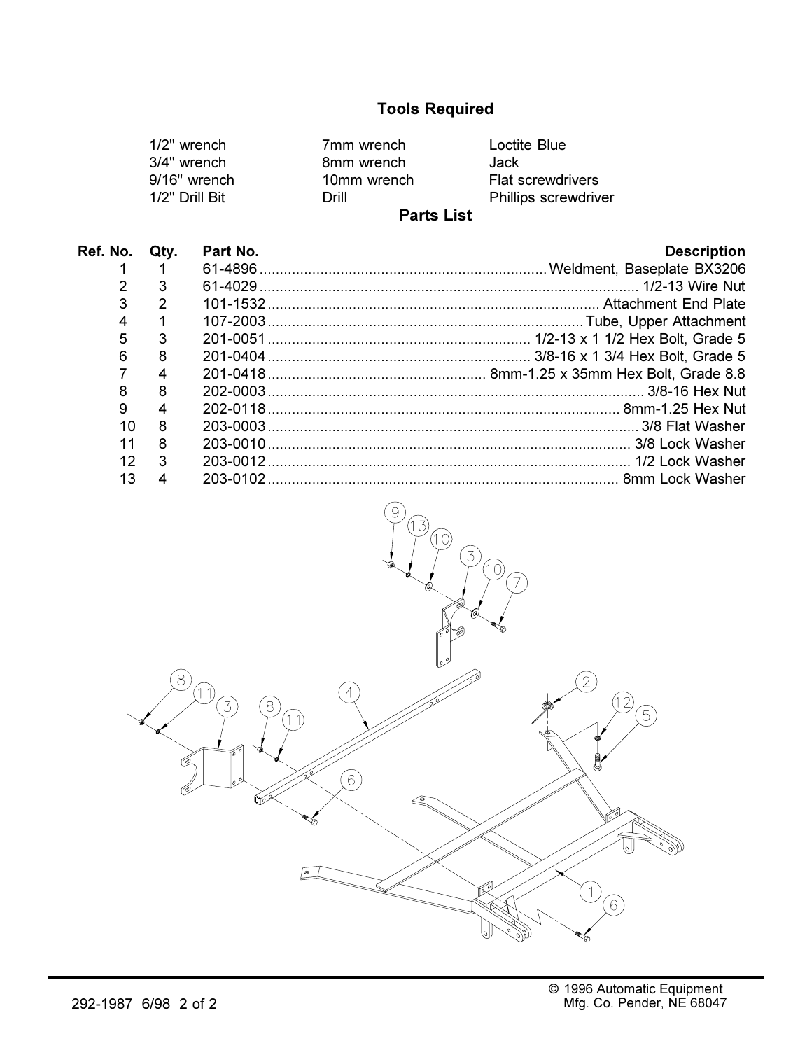## Tools Required

| | | |
|---|---|---|
| 1/2" wrench | 7mm wrench | Loctite Blue |
| 3/4" wrench | 8mm wrench | Jack |
| 9/16" wrench | 10mm wrench | Flat screwdrivers |
| 1/2" Drill Bit | Drill | Phillips screwdriver |

## Parts List

| Ref. No. | Qty. | Part No. | Description |
|---|---|---|---|
| 1 | 1 | 61-4896 | Weldment, Baseplate BX3206 |
| 2 | 3 | 61-4029 | 1/2-13 Wire Nut |
| 3 | 2 | 101-1532 | Attachment End Plate |
| 4 | 1 | 107-2003 | Tube, Upper Attachment |
| 5 | 3 | 201-0051 | 1/2-13 x 1 1/2 Hex Bolt, Grade 5 |
| 6 | 8 | 201-0404 | 3/8-16 x 1 3/4 Hex Bolt, Grade 5 |
| 7 | 4 | 201-0418 | 8mm-1.25 x 35mm Hex Bolt, Grade 8.8 |
| 8 | 8 | 202-0003 | 3/8-16 Hex Nut |
| 9 | 4 | 202-0118 | 8mm-1.25 Hex Nut |
| 10 | 8 | 203-0003 | 3/8 Flat Washer |
| 11 | 8 | 203-0010 | 3/8 Lock Washer |
| 12 | 3 | 203-0012 | 1/2 Lock Washer |
| 13 | 4 | 203-0102 | 8mm Lock Washer |

9
13
10
3
10
7
8
11
3
8
11
4
6
2
12
5
1
6

292-1987 6/98

© 1996 Automatic Equipment Mfg. Co. Pender, NE 68047